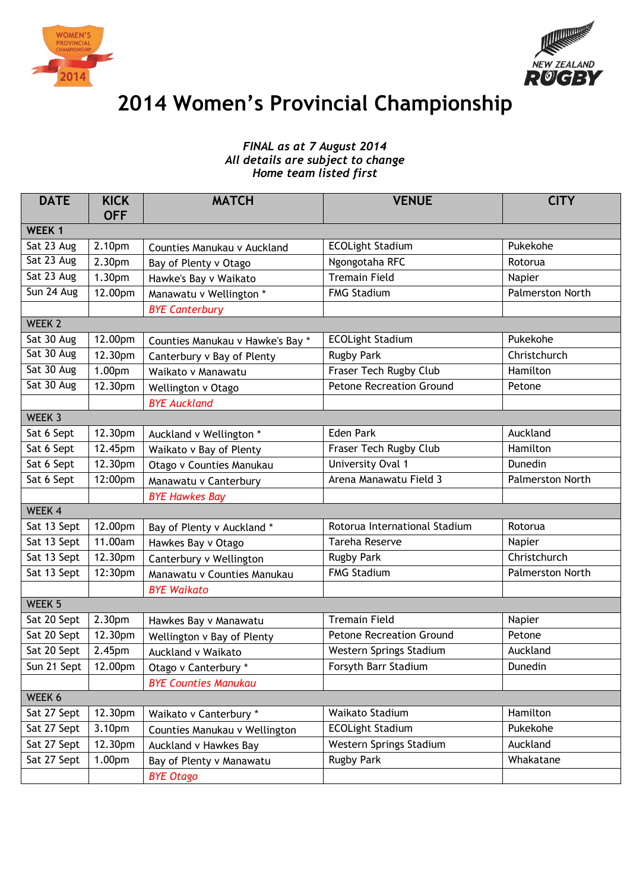# 2014 Women's Provincial Championship

*FINAL as at 7 August 2014*
*All details are subject to change*
*Home team listed first*

| DATE | KICK OFF | MATCH | VENUE | CITY |
|---|---|---|---|---|
| WEEK 1 | | | | |
| Sat 23 Aug | 2.10pm | Counties Manukau v Auckland | ECOLight Stadium | Pukekohe |
| Sat 23 Aug | 2.30pm | Bay of Plenty v Otago | Ngongotaha RFC | Rotorua |
| Sat 23 Aug | 1.30pm | Hawke's Bay v Waikato | Tremain Field | Napier |
| Sun 24 Aug | 12.00pm | Manawatu v Wellington * | FMG Stadium | Palmerston North |
| | | *BYE Canterbury* | | |
| WEEK 2 | | | | |
| Sat 30 Aug | 12.00pm | Counties Manukau v Hawke's Bay * | ECOLight Stadium | Pukekohe |
| Sat 30 Aug | 12.30pm | Canterbury v Bay of Plenty | Rugby Park | Christchurch |
| Sat 30 Aug | 1.00pm | Waikato v Manawatu | Fraser Tech Rugby Club | Hamilton |
| Sat 30 Aug | 12.30pm | Wellington v Otago | Petone Recreation Ground | Petone |
| | | *BYE Auckland* | | |
| WEEK 3 | | | | |
| Sat 6 Sept | 12.30pm | Auckland v Wellington * | Eden Park | Auckland |
| Sat 6 Sept | 12.45pm | Waikato v Bay of Plenty | Fraser Tech Rugby Club | Hamilton |
| Sat 6 Sept | 12.30pm | Otago v Counties Manukau | University Oval 1 | Dunedin |
| Sat 6 Sept | 12:00pm | Manawatu v Canterbury | Arena Manawatu Field 3 | Palmerston North |
| | | *BYE Hawkes Bay* | | |
| WEEK 4 | | | | |
| Sat 13 Sept | 12.00pm | Bay of Plenty v Auckland * | Rotorua International Stadium | Rotorua |
| Sat 13 Sept | 11.00am | Hawkes Bay v Otago | Tareha Reserve | Napier |
| Sat 13 Sept | 12.30pm | Canterbury v Wellington | Rugby Park | Christchurch |
| Sat 13 Sept | 12:30pm | Manawatu v Counties Manukau | FMG Stadium | Palmerston North |
| | | *BYE Waikato* | | |
| WEEK 5 | | | | |
| Sat 20 Sept | 2.30pm | Hawkes Bay v Manawatu | Tremain Field | Napier |
| Sat 20 Sept | 12.30pm | Wellington v Bay of Plenty | Petone Recreation Ground | Petone |
| Sat 20 Sept | 2.45pm | Auckland v Waikato | Western Springs Stadium | Auckland |
| Sun 21 Sept | 12.00pm | Otago v Canterbury * | Forsyth Barr Stadium | Dunedin |
| | | *BYE Counties Manukau* | | |
| WEEK 6 | | | | |
| Sat 27 Sept | 12.30pm | Waikato v Canterbury * | Waikato Stadium | Hamilton |
| Sat 27 Sept | 3.10pm | Counties Manukau v Wellington | ECOLight Stadium | Pukekohe |
| Sat 27 Sept | 12.30pm | Auckland v Hawkes Bay | Western Springs Stadium | Auckland |
| Sat 27 Sept | 1.00pm | Bay of Plenty v Manawatu | Rugby Park | Whakatane |
| | | *BYE Otago* | | |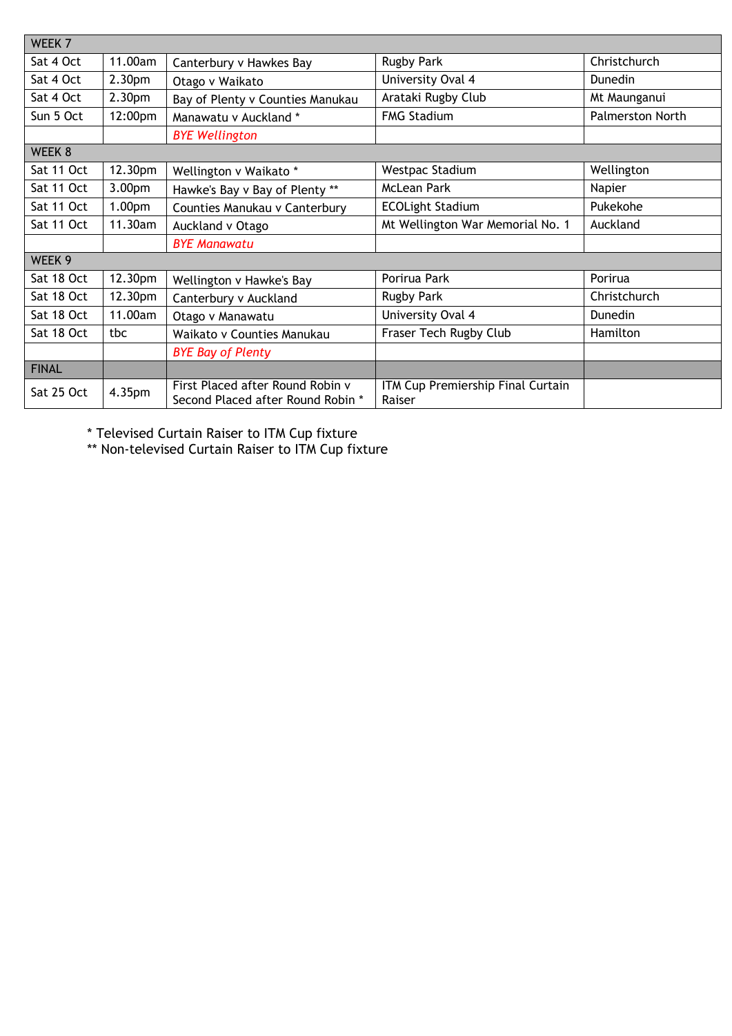| | | | | |
|---|---|---|---|---|
| WEEK 7 | | | | |
| Sat 4 Oct | 11.00am | Canterbury v Hawkes Bay | Rugby Park | Christchurch |
| Sat 4 Oct | 2.30pm | Otago v Waikato | University Oval 4 | Dunedin |
| Sat 4 Oct | 2.30pm | Bay of Plenty v Counties Manukau | Arataki Rugby Club | Mt Maunganui |
| Sun 5 Oct | 12:00pm | Manawatu v Auckland * | FMG Stadium | Palmerston North |
| | | *BYE Wellington* | | |
| WEEK 8 | | | | |
| Sat 11 Oct | 12.30pm | Wellington v Waikato * | Westpac Stadium | Wellington |
| Sat 11 Oct | 3.00pm | Hawke's Bay v Bay of Plenty ** | McLean Park | Napier |
| Sat 11 Oct | 1.00pm | Counties Manukau v Canterbury | ECOLight Stadium | Pukekohe |
| Sat 11 Oct | 11.30am | Auckland v Otago | Mt Wellington War Memorial No. 1 | Auckland |
| | | *BYE Manawatu* | | |
| WEEK 9 | | | | |
| Sat 18 Oct | 12.30pm | Wellington v Hawke's Bay | Porirua Park | Porirua |
| Sat 18 Oct | 12.30pm | Canterbury v Auckland | Rugby Park | Christchurch |
| Sat 18 Oct | 11.00am | Otago v Manawatu | University Oval 4 | Dunedin |
| Sat 18 Oct | tbc | Waikato v Counties Manukau | Fraser Tech Rugby Club | Hamilton |
| | | *BYE Bay of Plenty* | | |
| FINAL | | | | |
| Sat 25 Oct | 4.35pm | First Placed after Round Robin v Second Placed after Round Robin * | ITM Cup Premiership Final Curtain Raiser | |

* Televised Curtain Raiser to ITM Cup fixture

** Non-televised Curtain Raiser to ITM Cup fixture